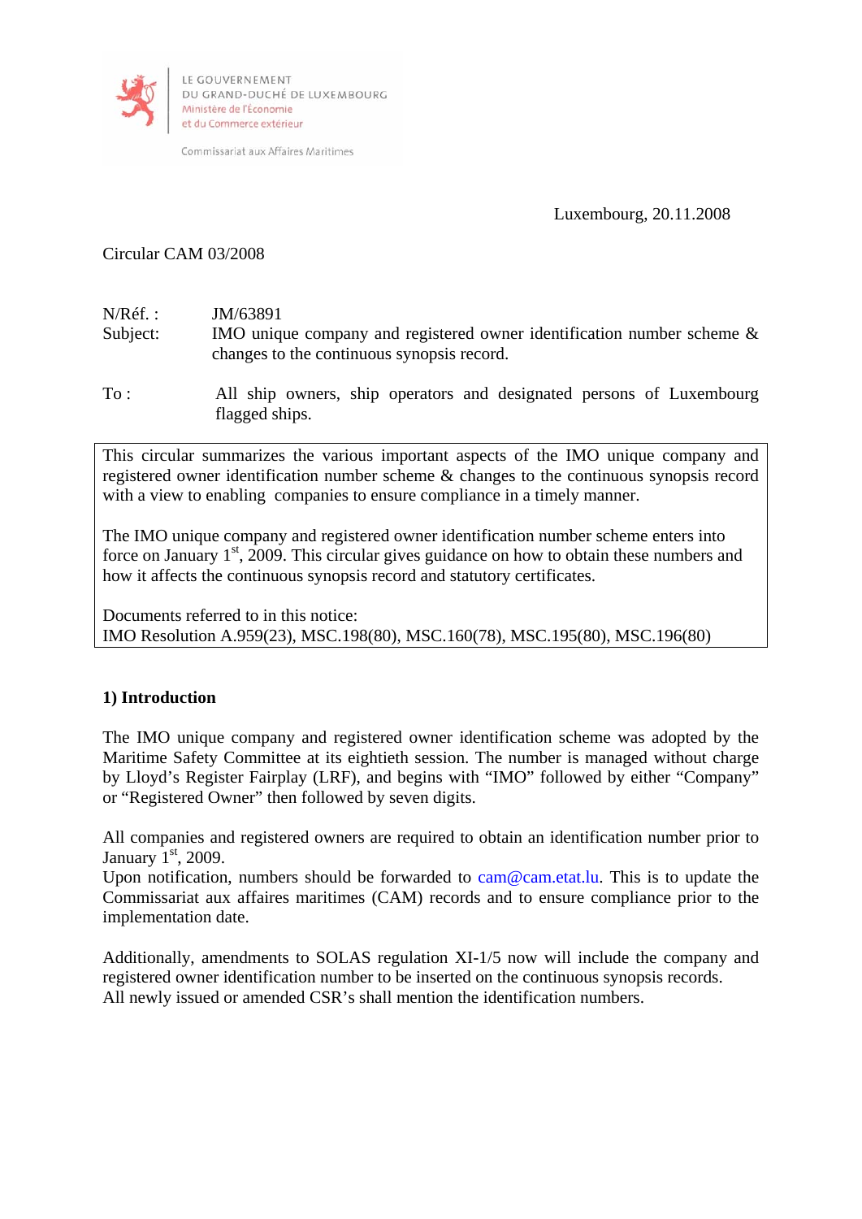LE GOUVERNEMENT
DU GRAND-DUCHÉ DE LUXEMBOURG
Ministère de l'Économie
et du Commerce extérieur

Commissariat aux Affaires Maritimes

Luxembourg, 20.11.2008

Circular CAM 03/2008

N/Réf. : JM/63891

Subject: IMO unique company and registered owner identification number scheme & changes to the continuous synopsis record.

To : All ship owners, ship operators and designated persons of Luxembourg flagged ships.

> This circular summarizes the various important aspects of the IMO unique company and registered owner identification number scheme & changes to the continuous synopsis record with a view to enabling companies to ensure compliance in a timely manner.
>
> The IMO unique company and registered owner identification number scheme enters into force on January 1st, 2009. This circular gives guidance on how to obtain these numbers and how it affects the continuous synopsis record and statutory certificates.
>
> Documents referred to in this notice:
> IMO Resolution A.959(23), MSC.198(80), MSC.160(78), MSC.195(80), MSC.196(80)

**1) Introduction**

The IMO unique company and registered owner identification scheme was adopted by the Maritime Safety Committee at its eightieth session. The number is managed without charge by Lloyd's Register Fairplay (LRF), and begins with "IMO" followed by either "Company" or "Registered Owner" then followed by seven digits.

All companies and registered owners are required to obtain an identification number prior to January 1st, 2009.
Upon notification, numbers should be forwarded to cam@cam.etat.lu. This is to update the Commissariat aux affaires maritimes (CAM) records and to ensure compliance prior to the implementation date.

Additionally, amendments to SOLAS regulation XI-1/5 now will include the company and registered owner identification number to be inserted on the continuous synopsis records.
All newly issued or amended CSR's shall mention the identification numbers.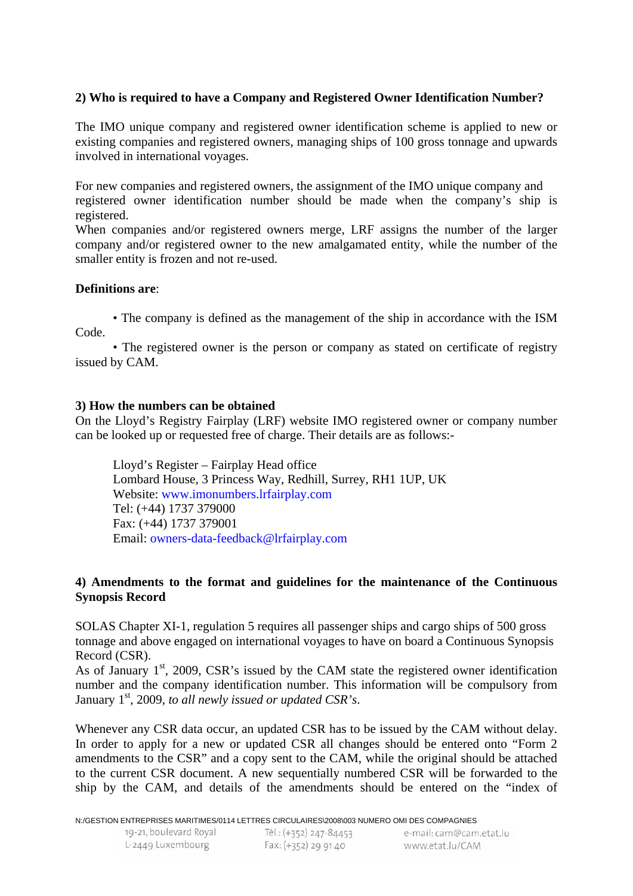**2) Who is required to have a Company and Registered Owner Identification Number?**

The IMO unique company and registered owner identification scheme is applied to new or existing companies and registered owners, managing ships of 100 gross tonnage and upwards involved in international voyages.

For new companies and registered owners, the assignment of the IMO unique company and registered owner identification number should be made when the company's ship is registered.
When companies and/or registered owners merge, LRF assigns the number of the larger company and/or registered owner to the new amalgamated entity, while the number of the smaller entity is frozen and not re-used.

**Definitions are**:

- The company is defined as the management of the ship in accordance with the ISM Code.
- The registered owner is the person or company as stated on certificate of registry issued by CAM.

**3) How the numbers can be obtained**
On the Lloyd's Registry Fairplay (LRF) website IMO registered owner or company number can be looked up or requested free of charge. Their details are as follows:-

Lloyd's Register – Fairplay Head office
Lombard House, 3 Princess Way, Redhill, Surrey, RH1 1UP, UK
Website: www.imonumbers.lrfairplay.com
Tel: (+44) 1737 379000
Fax: (+44) 1737 379001
Email: owners-data-feedback@lrfairplay.com

**4) Amendments to the format and guidelines for the maintenance of the Continuous Synopsis Record**

SOLAS Chapter XI-1, regulation 5 requires all passenger ships and cargo ships of 500 gross tonnage and above engaged on international voyages to have on board a Continuous Synopsis Record (CSR).
As of January 1st, 2009, CSR's issued by the CAM state the registered owner identification number and the company identification number. This information will be compulsory from January 1st, 2009, *to all newly issued or updated CSR's*.

Whenever any CSR data occur, an updated CSR has to be issued by the CAM without delay. In order to apply for a new or updated CSR all changes should be entered onto "Form 2 amendments to the CSR" and a copy sent to the CAM, while the original should be attached to the current CSR document. A new sequentially numbered CSR will be forwarded to the ship by the CAM, and details of the amendments should be entered on the "index of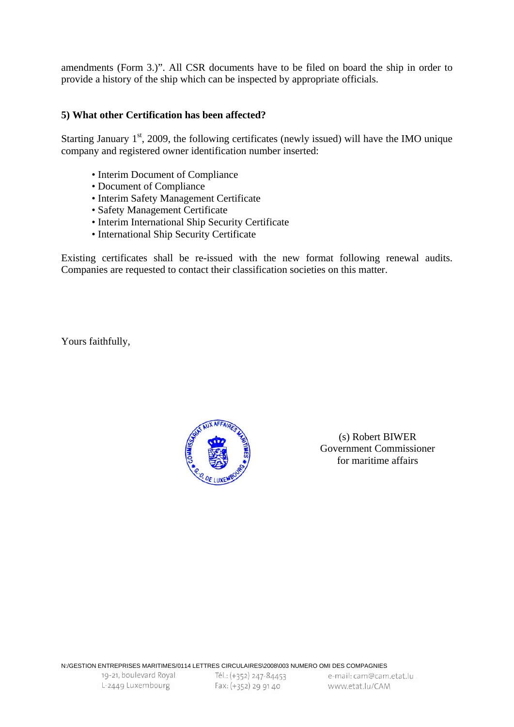amendments (Form 3.)". All CSR documents have to be filed on board the ship in order to provide a history of the ship which can be inspected by appropriate officials.

**5) What other Certification has been affected?**

Starting January 1st, 2009, the following certificates (newly issued) will have the IMO unique company and registered owner identification number inserted:

- Interim Document of Compliance
- Document of Compliance
- Interim Safety Management Certificate
- Safety Management Certificate
- Interim International Ship Security Certificate
- International Ship Security Certificate

Existing certificates shall be re-issued with the new format following renewal audits. Companies are requested to contact their classification societies on this matter.

Yours faithfully,

(s) Robert BIWER
Government Commissioner
for maritime affairs

N:/GESTION ENTREPRISES MARITIMES/0114 LETTRES CIRCULAIRES\2008\003 NUMERO OMI DES COMPAGNIES

19-21, boulevard Royal
L-2449 Luxembourg

Tél.: (+352) 247-84453
Fax: (+352) 29 91 40

e-mail: cam@cam.etat.lu
www.etat.lu/CAM